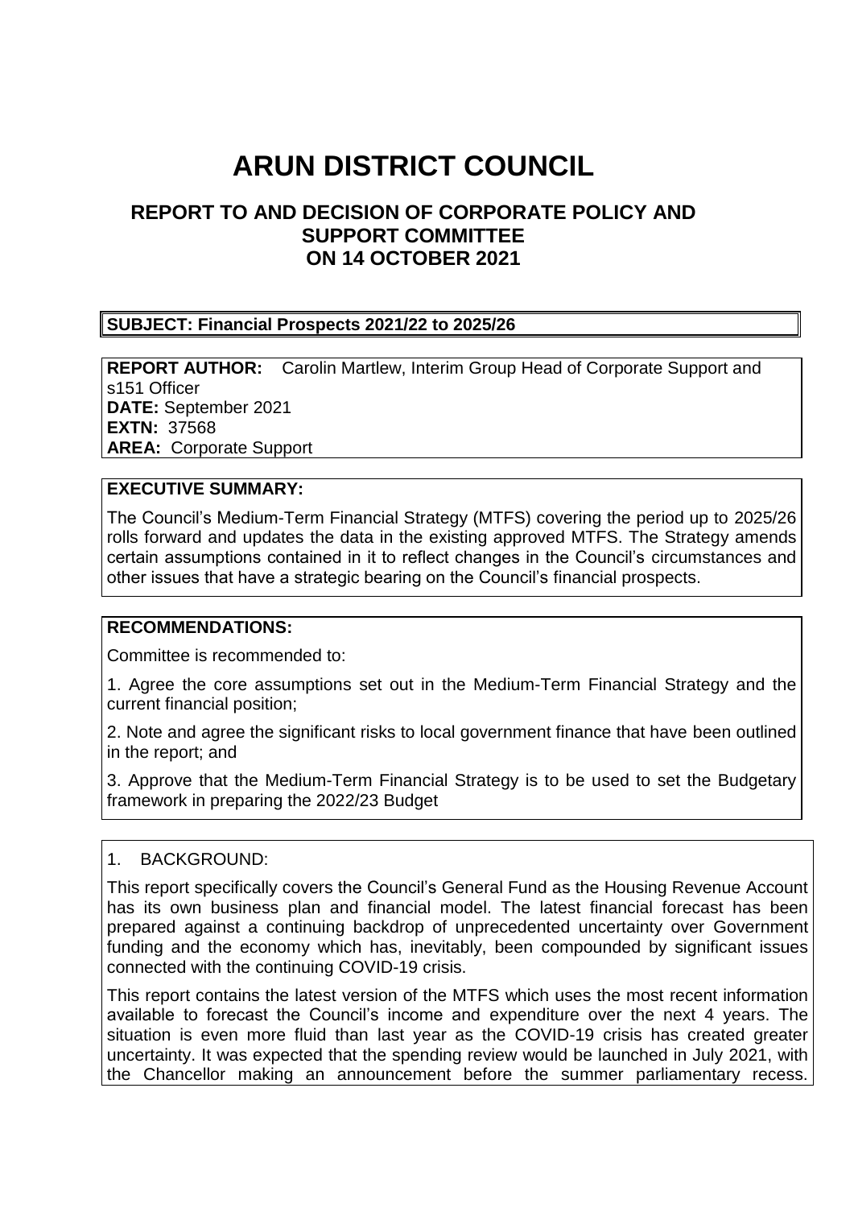# ARUN DISTRICT COUNCIL

## REPORT TO AND DECISION OF CORPORATE POLICY AND SUPPORT COMMITTEE ON 14 OCTOBER 2021

**SUBJECT: Financial Prospects 2021/22 to 2025/26**

**REPORT AUTHOR:** Carolin Martlew, Interim Group Head of Corporate Support and s151 Officer
**DATE:** September 2021
**EXTN:** 37568
**AREA:** Corporate Support

**EXECUTIVE SUMMARY:**

The Council's Medium-Term Financial Strategy (MTFS) covering the period up to 2025/26 rolls forward and updates the data in the existing approved MTFS. The Strategy amends certain assumptions contained in it to reflect changes in the Council's circumstances and other issues that have a strategic bearing on the Council's financial prospects.

**RECOMMENDATIONS:**

Committee is recommended to:

1. Agree the core assumptions set out in the Medium-Term Financial Strategy and the current financial position;

2. Note and agree the significant risks to local government finance that have been outlined in the report; and

3. Approve that the Medium-Term Financial Strategy is to be used to set the Budgetary framework in preparing the 2022/23 Budget

1. BACKGROUND:

This report specifically covers the Council's General Fund as the Housing Revenue Account has its own business plan and financial model. The latest financial forecast has been prepared against a continuing backdrop of unprecedented uncertainty over Government funding and the economy which has, inevitably, been compounded by significant issues connected with the continuing COVID-19 crisis.

This report contains the latest version of the MTFS which uses the most recent information available to forecast the Council's income and expenditure over the next 4 years. The situation is even more fluid than last year as the COVID-19 crisis has created greater uncertainty. It was expected that the spending review would be launched in July 2021, with the Chancellor making an announcement before the summer parliamentary recess.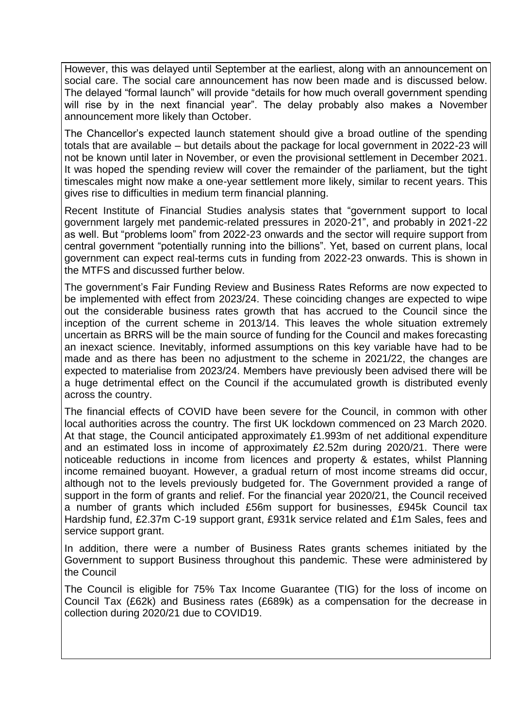However, this was delayed until September at the earliest, along with an announcement on social care. The social care announcement has now been made and is discussed below. The delayed "formal launch" will provide "details for how much overall government spending will rise by in the next financial year". The delay probably also makes a November announcement more likely than October.

The Chancellor's expected launch statement should give a broad outline of the spending totals that are available – but details about the package for local government in 2022-23 will not be known until later in November, or even the provisional settlement in December 2021. It was hoped the spending review will cover the remainder of the parliament, but the tight timescales might now make a one-year settlement more likely, similar to recent years. This gives rise to difficulties in medium term financial planning.

Recent Institute of Financial Studies analysis states that "government support to local government largely met pandemic-related pressures in 2020-21", and probably in 2021-22 as well. But "problems loom" from 2022-23 onwards and the sector will require support from central government "potentially running into the billions". Yet, based on current plans, local government can expect real-terms cuts in funding from 2022-23 onwards. This is shown in the MTFS and discussed further below.

The government's Fair Funding Review and Business Rates Reforms are now expected to be implemented with effect from 2023/24. These coinciding changes are expected to wipe out the considerable business rates growth that has accrued to the Council since the inception of the current scheme in 2013/14. This leaves the whole situation extremely uncertain as BRRS will be the main source of funding for the Council and makes forecasting an inexact science. Inevitably, informed assumptions on this key variable have had to be made and as there has been no adjustment to the scheme in 2021/22, the changes are expected to materialise from 2023/24. Members have previously been advised there will be a huge detrimental effect on the Council if the accumulated growth is distributed evenly across the country.

The financial effects of COVID have been severe for the Council, in common with other local authorities across the country. The first UK lockdown commenced on 23 March 2020. At that stage, the Council anticipated approximately £1.993m of net additional expenditure and an estimated loss in income of approximately £2.52m during 2020/21. There were noticeable reductions in income from licences and property & estates, whilst Planning income remained buoyant. However, a gradual return of most income streams did occur, although not to the levels previously budgeted for. The Government provided a range of support in the form of grants and relief. For the financial year 2020/21, the Council received a number of grants which included £56m support for businesses, £945k Council tax Hardship fund, £2.37m C-19 support grant, £931k service related and £1m Sales, fees and service support grant.

In addition, there were a number of Business Rates grants schemes initiated by the Government to support Business throughout this pandemic. These were administered by the Council

The Council is eligible for 75% Tax Income Guarantee (TIG) for the loss of income on Council Tax (£62k) and Business rates (£689k) as a compensation for the decrease in collection during 2020/21 due to COVID19.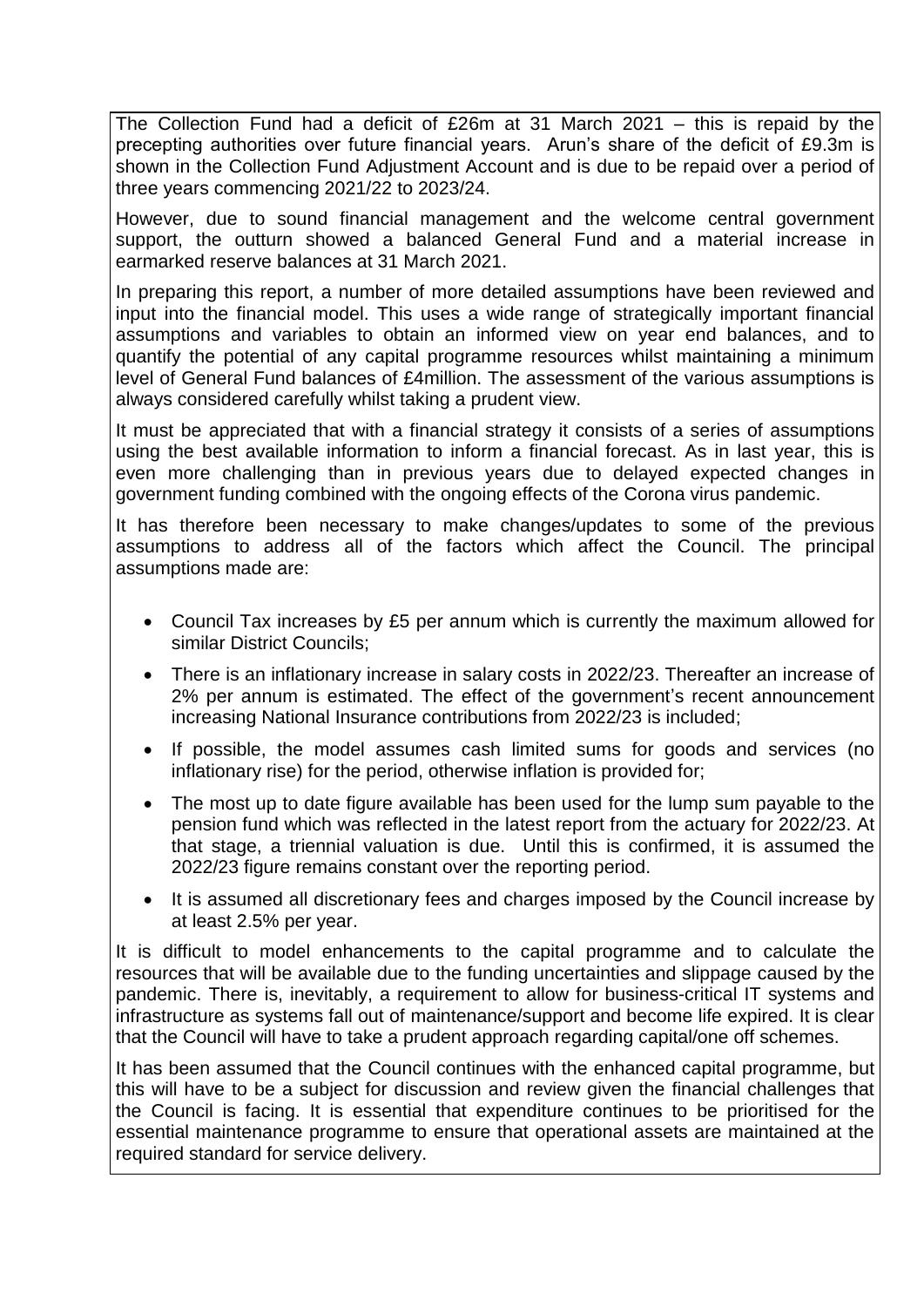The Collection Fund had a deficit of £26m at 31 March 2021 – this is repaid by the precepting authorities over future financial years. Arun's share of the deficit of £9.3m is shown in the Collection Fund Adjustment Account and is due to be repaid over a period of three years commencing 2021/22 to 2023/24.

However, due to sound financial management and the welcome central government support, the outturn showed a balanced General Fund and a material increase in earmarked reserve balances at 31 March 2021.

In preparing this report, a number of more detailed assumptions have been reviewed and input into the financial model. This uses a wide range of strategically important financial assumptions and variables to obtain an informed view on year end balances, and to quantify the potential of any capital programme resources whilst maintaining a minimum level of General Fund balances of £4million. The assessment of the various assumptions is always considered carefully whilst taking a prudent view.

It must be appreciated that with a financial strategy it consists of a series of assumptions using the best available information to inform a financial forecast. As in last year, this is even more challenging than in previous years due to delayed expected changes in government funding combined with the ongoing effects of the Corona virus pandemic.

It has therefore been necessary to make changes/updates to some of the previous assumptions to address all of the factors which affect the Council. The principal assumptions made are:

- Council Tax increases by £5 per annum which is currently the maximum allowed for similar District Councils;
- There is an inflationary increase in salary costs in 2022/23. Thereafter an increase of 2% per annum is estimated. The effect of the government's recent announcement increasing National Insurance contributions from 2022/23 is included;
- If possible, the model assumes cash limited sums for goods and services (no inflationary rise) for the period, otherwise inflation is provided for;
- The most up to date figure available has been used for the lump sum payable to the pension fund which was reflected in the latest report from the actuary for 2022/23. At that stage, a triennial valuation is due. Until this is confirmed, it is assumed the 2022/23 figure remains constant over the reporting period.
- It is assumed all discretionary fees and charges imposed by the Council increase by at least 2.5% per year.

It is difficult to model enhancements to the capital programme and to calculate the resources that will be available due to the funding uncertainties and slippage caused by the pandemic. There is, inevitably, a requirement to allow for business-critical IT systems and infrastructure as systems fall out of maintenance/support and become life expired. It is clear that the Council will have to take a prudent approach regarding capital/one off schemes.

It has been assumed that the Council continues with the enhanced capital programme, but this will have to be a subject for discussion and review given the financial challenges that the Council is facing. It is essential that expenditure continues to be prioritised for the essential maintenance programme to ensure that operational assets are maintained at the required standard for service delivery.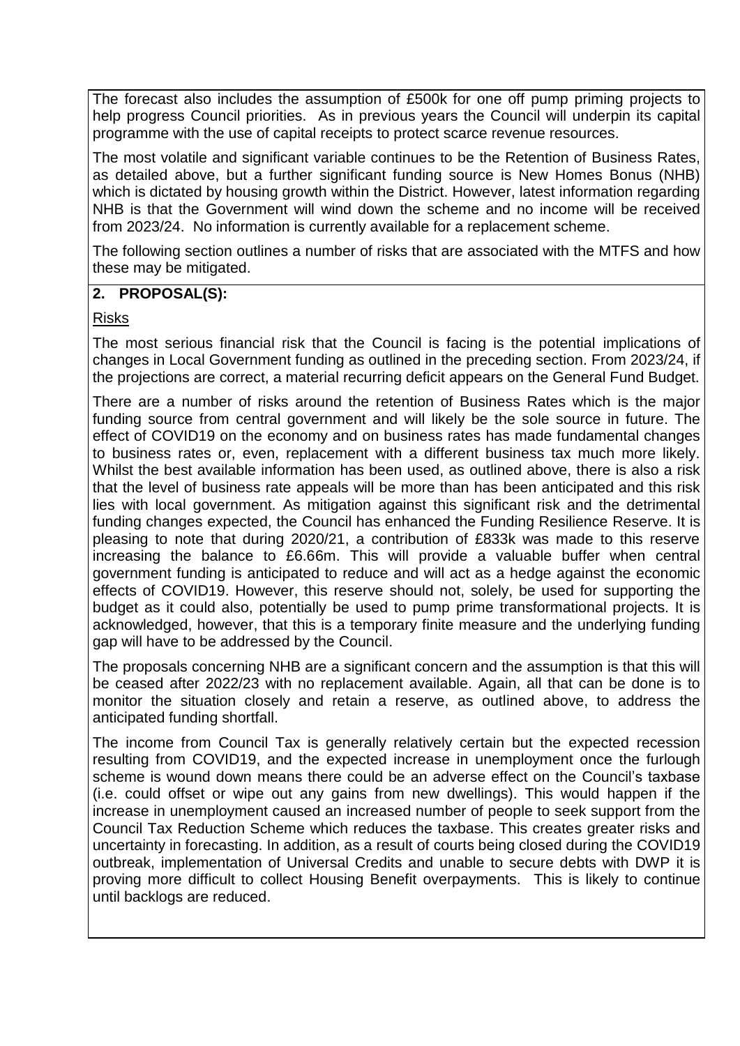The forecast also includes the assumption of £500k for one off pump priming projects to help progress Council priorities. As in previous years the Council will underpin its capital programme with the use of capital receipts to protect scarce revenue resources.

The most volatile and significant variable continues to be the Retention of Business Rates, as detailed above, but a further significant funding source is New Homes Bonus (NHB) which is dictated by housing growth within the District. However, latest information regarding NHB is that the Government will wind down the scheme and no income will be received from 2023/24. No information is currently available for a replacement scheme.

The following section outlines a number of risks that are associated with the MTFS and how these may be mitigated.

## 2. PROPOSAL(S):

Risks

The most serious financial risk that the Council is facing is the potential implications of changes in Local Government funding as outlined in the preceding section. From 2023/24, if the projections are correct, a material recurring deficit appears on the General Fund Budget.

There are a number of risks around the retention of Business Rates which is the major funding source from central government and will likely be the sole source in future. The effect of COVID19 on the economy and on business rates has made fundamental changes to business rates or, even, replacement with a different business tax much more likely. Whilst the best available information has been used, as outlined above, there is also a risk that the level of business rate appeals will be more than has been anticipated and this risk lies with local government. As mitigation against this significant risk and the detrimental funding changes expected, the Council has enhanced the Funding Resilience Reserve. It is pleasing to note that during 2020/21, a contribution of £833k was made to this reserve increasing the balance to £6.66m. This will provide a valuable buffer when central government funding is anticipated to reduce and will act as a hedge against the economic effects of COVID19. However, this reserve should not, solely, be used for supporting the budget as it could also, potentially be used to pump prime transformational projects. It is acknowledged, however, that this is a temporary finite measure and the underlying funding gap will have to be addressed by the Council.

The proposals concerning NHB are a significant concern and the assumption is that this will be ceased after 2022/23 with no replacement available. Again, all that can be done is to monitor the situation closely and retain a reserve, as outlined above, to address the anticipated funding shortfall.

The income from Council Tax is generally relatively certain but the expected recession resulting from COVID19, and the expected increase in unemployment once the furlough scheme is wound down means there could be an adverse effect on the Council's taxbase (i.e. could offset or wipe out any gains from new dwellings). This would happen if the increase in unemployment caused an increased number of people to seek support from the Council Tax Reduction Scheme which reduces the taxbase. This creates greater risks and uncertainty in forecasting. In addition, as a result of courts being closed during the COVID19 outbreak, implementation of Universal Credits and unable to secure debts with DWP it is proving more difficult to collect Housing Benefit overpayments. This is likely to continue until backlogs are reduced.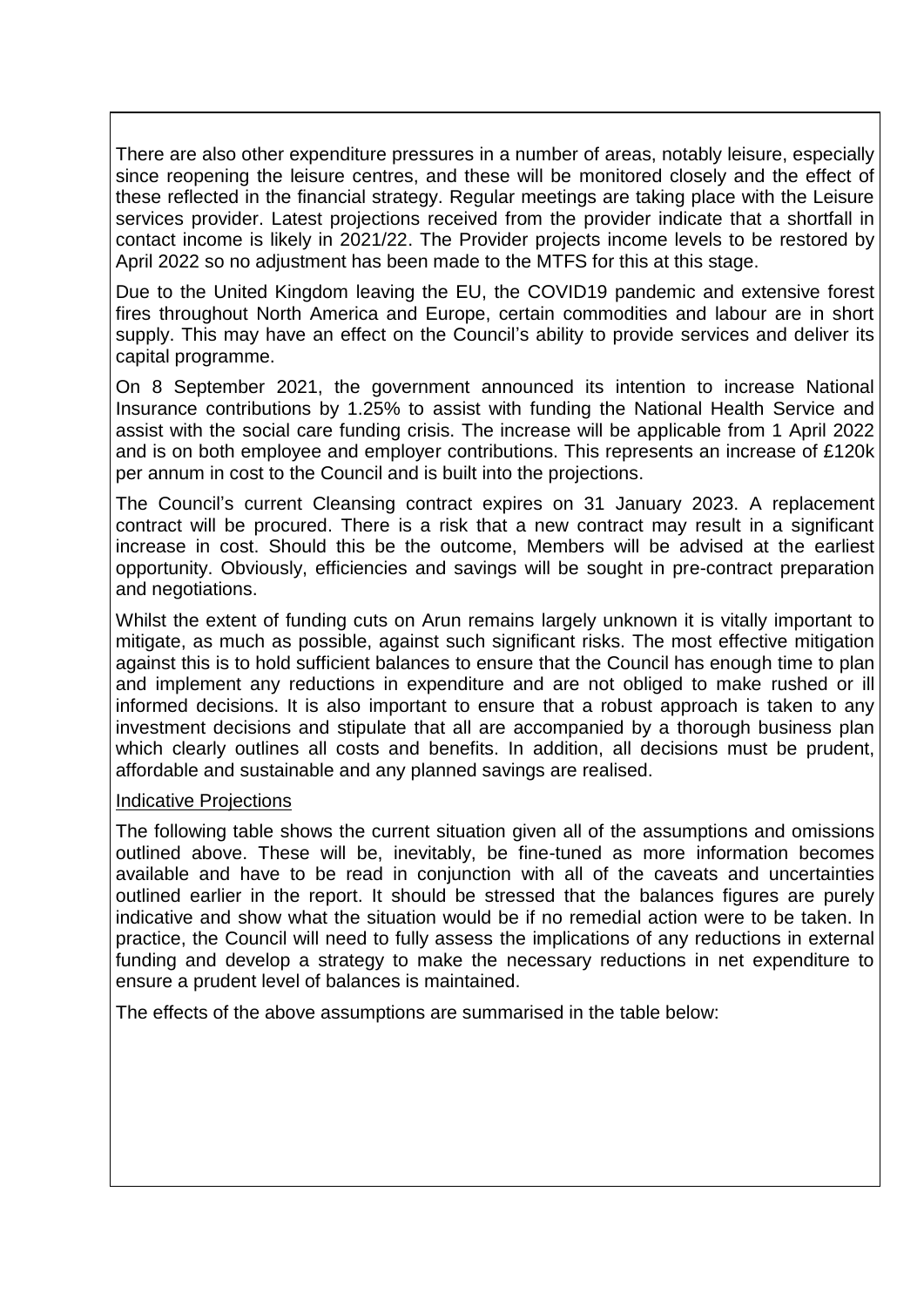There are also other expenditure pressures in a number of areas, notably leisure, especially since reopening the leisure centres, and these will be monitored closely and the effect of these reflected in the financial strategy. Regular meetings are taking place with the Leisure services provider. Latest projections received from the provider indicate that a shortfall in contact income is likely in 2021/22. The Provider projects income levels to be restored by April 2022 so no adjustment has been made to the MTFS for this at this stage.

Due to the United Kingdom leaving the EU, the COVID19 pandemic and extensive forest fires throughout North America and Europe, certain commodities and labour are in short supply. This may have an effect on the Council's ability to provide services and deliver its capital programme.

On 8 September 2021, the government announced its intention to increase National Insurance contributions by 1.25% to assist with funding the National Health Service and assist with the social care funding crisis. The increase will be applicable from 1 April 2022 and is on both employee and employer contributions. This represents an increase of £120k per annum in cost to the Council and is built into the projections.

The Council's current Cleansing contract expires on 31 January 2023. A replacement contract will be procured. There is a risk that a new contract may result in a significant increase in cost. Should this be the outcome, Members will be advised at the earliest opportunity. Obviously, efficiencies and savings will be sought in pre-contract preparation and negotiations.

Whilst the extent of funding cuts on Arun remains largely unknown it is vitally important to mitigate, as much as possible, against such significant risks. The most effective mitigation against this is to hold sufficient balances to ensure that the Council has enough time to plan and implement any reductions in expenditure and are not obliged to make rushed or ill informed decisions. It is also important to ensure that a robust approach is taken to any investment decisions and stipulate that all are accompanied by a thorough business plan which clearly outlines all costs and benefits. In addition, all decisions must be prudent, affordable and sustainable and any planned savings are realised.

<u>Indicative Projections</u>

The following table shows the current situation given all of the assumptions and omissions outlined above. These will be, inevitably, be fine-tuned as more information becomes available and have to be read in conjunction with all of the caveats and uncertainties outlined earlier in the report. It should be stressed that the balances figures are purely indicative and show what the situation would be if no remedial action were to be taken. In practice, the Council will need to fully assess the implications of any reductions in external funding and develop a strategy to make the necessary reductions in net expenditure to ensure a prudent level of balances is maintained.

The effects of the above assumptions are summarised in the table below: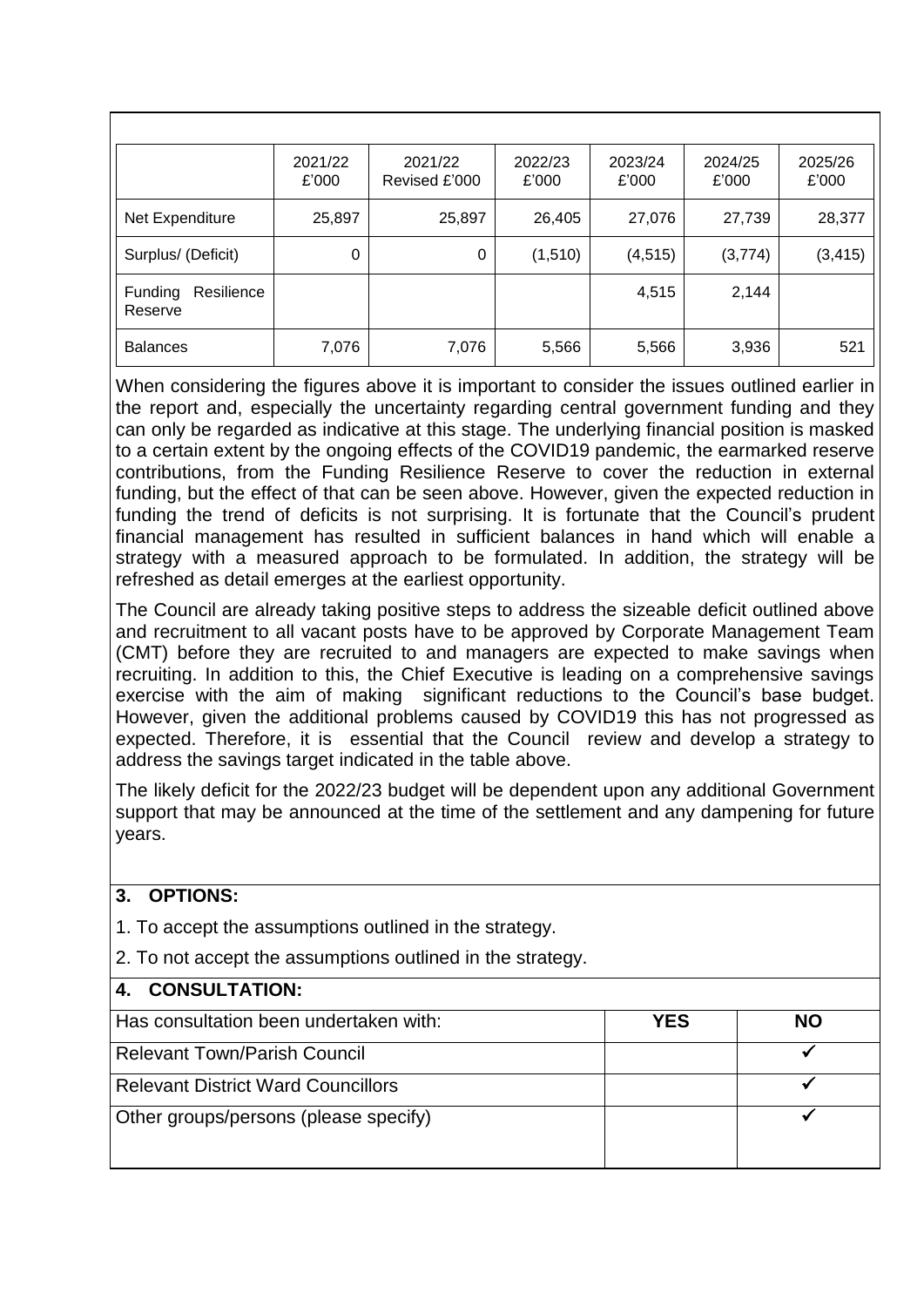| | 2021/22 £'000 | 2021/22 Revised £'000 | 2022/23 £'000 | 2023/24 £'000 | 2024/25 £'000 | 2025/26 £'000 |
|---|---|---|---|---|---|---|
| Net Expenditure | 25,897 | 25,897 | 26,405 | 27,076 | 27,739 | 28,377 |
| Surplus/ (Deficit) | 0 | 0 | (1,510) | (4,515) | (3,774) | (3,415) |
| Funding Resilience Reserve | | | | 4,515 | 2,144 | |
| Balances | 7,076 | 7,076 | 5,566 | 5,566 | 3,936 | 521 |

When considering the figures above it is important to consider the issues outlined earlier in the report and, especially the uncertainty regarding central government funding and they can only be regarded as indicative at this stage. The underlying financial position is masked to a certain extent by the ongoing effects of the COVID19 pandemic, the earmarked reserve contributions, from the Funding Resilience Reserve to cover the reduction in external funding, but the effect of that can be seen above. However, given the expected reduction in funding the trend of deficits is not surprising. It is fortunate that the Council's prudent financial management has resulted in sufficient balances in hand which will enable a strategy with a measured approach to be formulated. In addition, the strategy will be refreshed as detail emerges at the earliest opportunity.

The Council are already taking positive steps to address the sizeable deficit outlined above and recruitment to all vacant posts have to be approved by Corporate Management Team (CMT) before they are recruited to and managers are expected to make savings when recruiting. In addition to this, the Chief Executive is leading on a comprehensive savings exercise with the aim of making significant reductions to the Council's base budget. However, given the additional problems caused by COVID19 this has not progressed as expected. Therefore, it is essential that the Council review and develop a strategy to address the savings target indicated in the table above.

The likely deficit for the 2022/23 budget will be dependent upon any additional Government support that may be announced at the time of the settlement and any dampening for future years.

## 3. OPTIONS:

1. To accept the assumptions outlined in the strategy.
2. To not accept the assumptions outlined in the strategy.

## 4. CONSULTATION:

| Has consultation been undertaken with: | YES | NO |
|---|---|---|
| Relevant Town/Parish Council | | ✓ |
| Relevant District Ward Councillors | | ✓ |
| Other groups/persons (please specify) | | ✓ |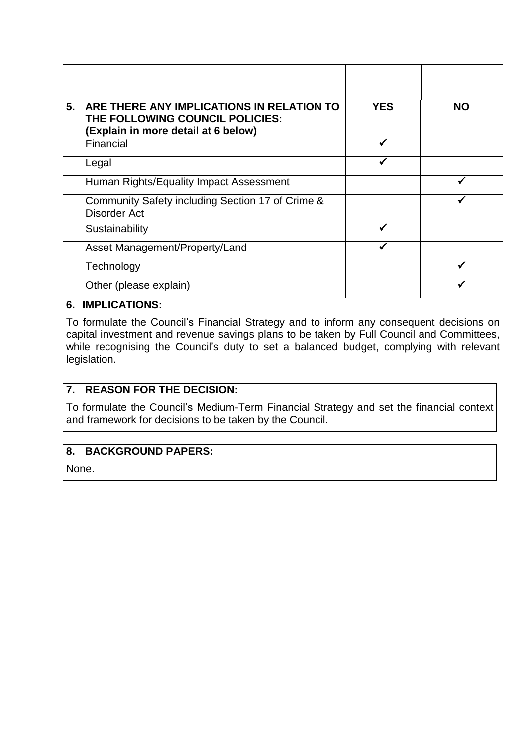| | | |
|---|---|---|
| | | |
| **5. ARE THERE ANY IMPLICATIONS IN RELATION TO THE FOLLOWING COUNCIL POLICIES: (Explain in more detail at 6 below)** | **YES** | **NO** |
| Financial | ✓ | |
| Legal | ✓ | |
| Human Rights/Equality Impact Assessment | | ✓ |
| Community Safety including Section 17 of Crime & Disorder Act | | ✓ |
| Sustainability | ✓ | |
| Asset Management/Property/Land | ✓ | |
| Technology | | ✓ |
| Other (please explain) | | ✓ |

**6. IMPLICATIONS:**

To formulate the Council's Financial Strategy and to inform any consequent decisions on capital investment and revenue savings plans to be taken by Full Council and Committees, while recognising the Council's duty to set a balanced budget, complying with relevant legislation.

**7. REASON FOR THE DECISION:**

To formulate the Council's Medium-Term Financial Strategy and set the financial context and framework for decisions to be taken by the Council.

**8. BACKGROUND PAPERS:**

None.